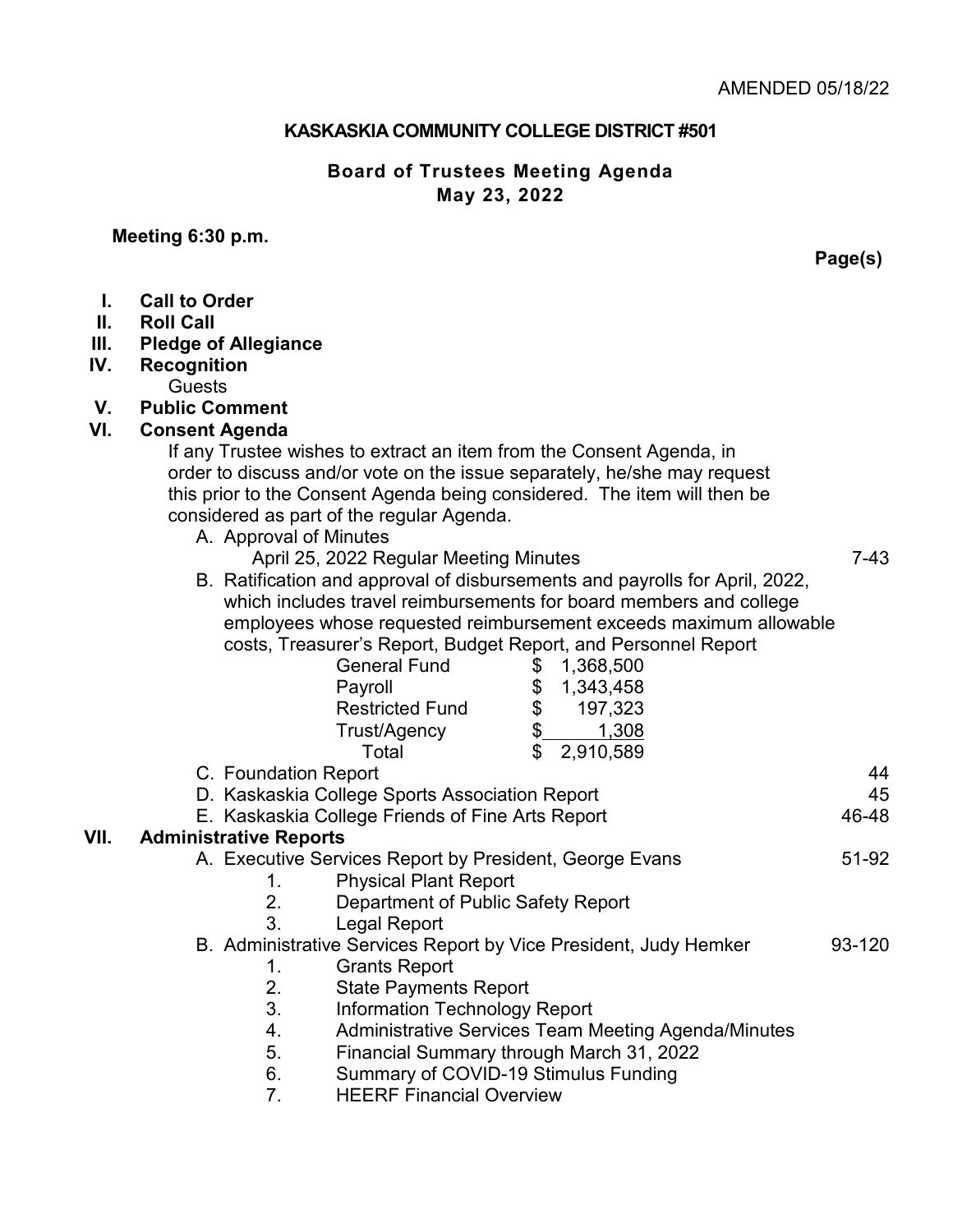AMENDED 05/18/22

**KASKASKIA COMMUNITY COLLEGE DISTRICT #501**

**Board of Trustees Meeting Agenda**
**May 23, 2022**

**Meeting 6:30 p.m.**

**Page(s)**

**I. Call to Order**

**II. Roll Call**

**III. Pledge of Allegiance**

**IV. Recognition**

Guests

**V. Public Comment**

**VI. Consent Agenda**

If any Trustee wishes to extract an item from the Consent Agenda, in order to discuss and/or vote on the issue separately, he/she may request this prior to the Consent Agenda being considered. The item will then be considered as part of the regular Agenda.

A. Approval of Minutes
   April 25, 2022 Regular Meeting Minutes — 7-43

B. Ratification and approval of disbursements and payrolls for April, 2022, which includes travel reimbursements for board members and college employees whose requested reimbursement exceeds maximum allowable costs, Treasurer's Report, Budget Report, and Personnel Report

| | |
|---|---|
| General Fund | $ 1,368,500 |
| Payroll | $ 1,343,458 |
| Restricted Fund | $ 197,323 |
| Trust/Agency | $ 1,308 |
| Total | $ 2,910,589 |

C. Foundation Report — 44

D. Kaskaskia College Sports Association Report — 45

E. Kaskaskia College Friends of Fine Arts Report — 46-48

**VII. Administrative Reports**

A. Executive Services Report by President, George Evans — 51-92
   1. Physical Plant Report
   2. Department of Public Safety Report
   3. Legal Report

B. Administrative Services Report by Vice President, Judy Hemker — 93-120
   1. Grants Report
   2. State Payments Report
   3. Information Technology Report
   4. Administrative Services Team Meeting Agenda/Minutes
   5. Financial Summary through March 31, 2022
   6. Summary of COVID-19 Stimulus Funding
   7. HEERF Financial Overview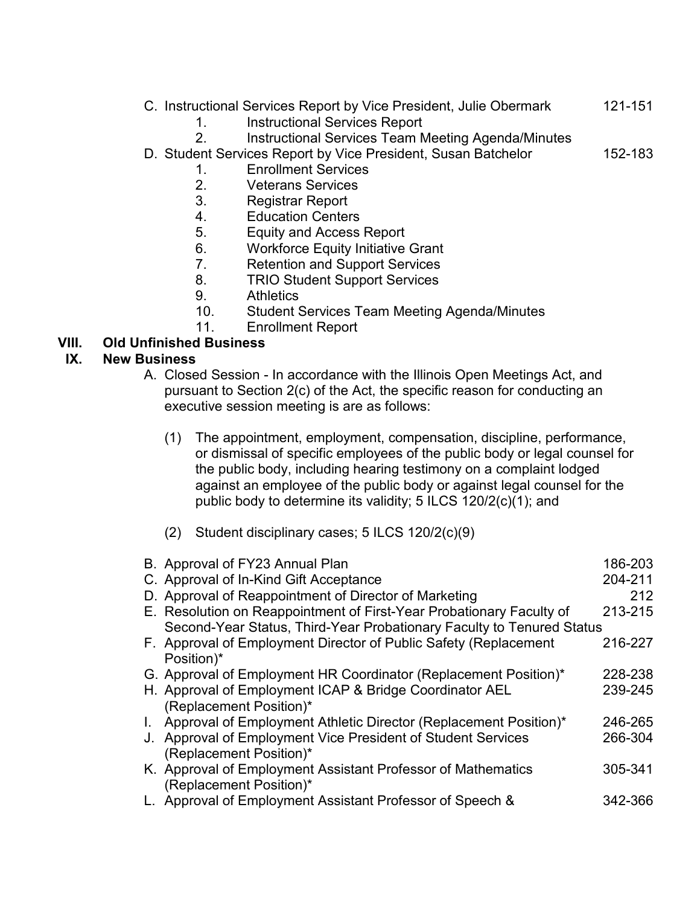C. Instructional Services Report by Vice President, Julie Obermark 121-151
   1. Instructional Services Report
   2. Instructional Services Team Meeting Agenda/Minutes

D. Student Services Report by Vice President, Susan Batchelor 152-183
   1. Enrollment Services
   2. Veterans Services
   3. Registrar Report
   4. Education Centers
   5. Equity and Access Report
   6. Workforce Equity Initiative Grant
   7. Retention and Support Services
   8. TRIO Student Support Services
   9. Athletics
   10. Student Services Team Meeting Agenda/Minutes
   11. Enrollment Report

## VIII. Old Unfinished Business

## IX. New Business

A. Closed Session - In accordance with the Illinois Open Meetings Act, and pursuant to Section 2(c) of the Act, the specific reason for conducting an executive session meeting is are as follows:

   (1) The appointment, employment, compensation, discipline, performance, or dismissal of specific employees of the public body or legal counsel for the public body, including hearing testimony on a complaint lodged against an employee of the public body or against legal counsel for the public body to determine its validity; 5 ILCS 120/2(c)(1); and

   (2) Student disciplinary cases; 5 ILCS 120/2(c)(9)

B. Approval of FY23 Annual Plan 186-203

C. Approval of In-Kind Gift Acceptance 204-211

D. Approval of Reappointment of Director of Marketing 212

E. Resolution on Reappointment of First-Year Probationary Faculty of Second-Year Status, Third-Year Probationary Faculty to Tenured Status 213-215

F. Approval of Employment Director of Public Safety (Replacement Position)* 216-227

G. Approval of Employment HR Coordinator (Replacement Position)* 228-238

H. Approval of Employment ICAP & Bridge Coordinator AEL (Replacement Position)* 239-245

I. Approval of Employment Athletic Director (Replacement Position)* 246-265

J. Approval of Employment Vice President of Student Services (Replacement Position)* 266-304

K. Approval of Employment Assistant Professor of Mathematics (Replacement Position)* 305-341

L. Approval of Employment Assistant Professor of Speech & 342-366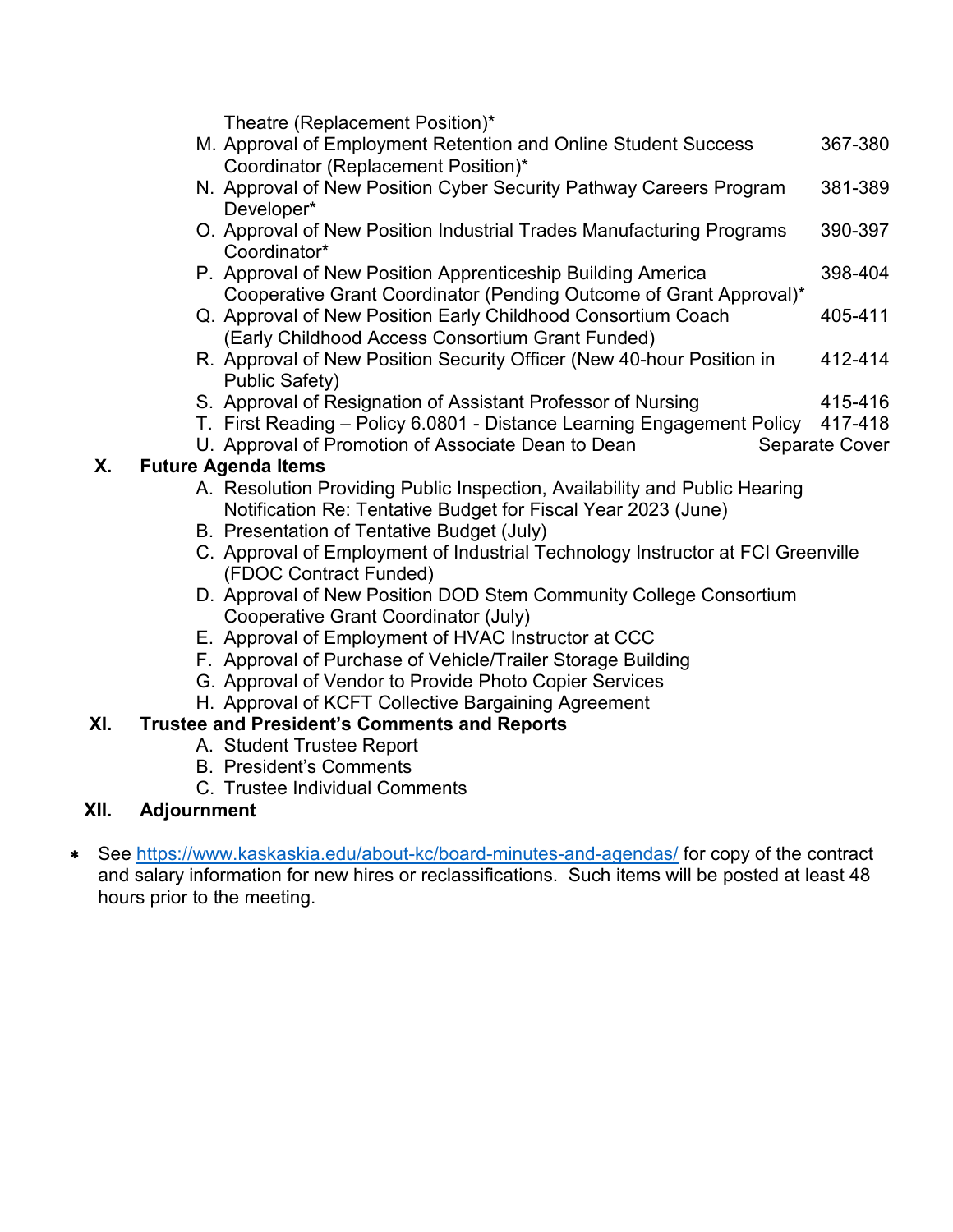Theatre (Replacement Position)*

M. Approval of Employment Retention and Online Student Success Coordinator (Replacement Position)* 367-380

N. Approval of New Position Cyber Security Pathway Careers Program Developer* 381-389

O. Approval of New Position Industrial Trades Manufacturing Programs Coordinator* 390-397

P. Approval of New Position Apprenticeship Building America Cooperative Grant Coordinator (Pending Outcome of Grant Approval)* 398-404

Q. Approval of New Position Early Childhood Consortium Coach (Early Childhood Access Consortium Grant Funded) 405-411

R. Approval of New Position Security Officer (New 40-hour Position in Public Safety) 412-414

S. Approval of Resignation of Assistant Professor of Nursing 415-416

T. First Reading – Policy 6.0801 - Distance Learning Engagement Policy 417-418

U. Approval of Promotion of Associate Dean to Dean Separate Cover

**X. Future Agenda Items**

A. Resolution Providing Public Inspection, Availability and Public Hearing Notification Re: Tentative Budget for Fiscal Year 2023 (June)

B. Presentation of Tentative Budget (July)

C. Approval of Employment of Industrial Technology Instructor at FCI Greenville (FDOC Contract Funded)

D. Approval of New Position DOD Stem Community College Consortium Cooperative Grant Coordinator (July)

E. Approval of Employment of HVAC Instructor at CCC

F. Approval of Purchase of Vehicle/Trailer Storage Building

G. Approval of Vendor to Provide Photo Copier Services

H. Approval of KCFT Collective Bargaining Agreement

**XI. Trustee and President's Comments and Reports**

A. Student Trustee Report

B. President's Comments

C. Trustee Individual Comments

**XII. Adjournment**

* See https://www.kaskaskia.edu/about-kc/board-minutes-and-agendas/ for copy of the contract and salary information for new hires or reclassifications. Such items will be posted at least 48 hours prior to the meeting.